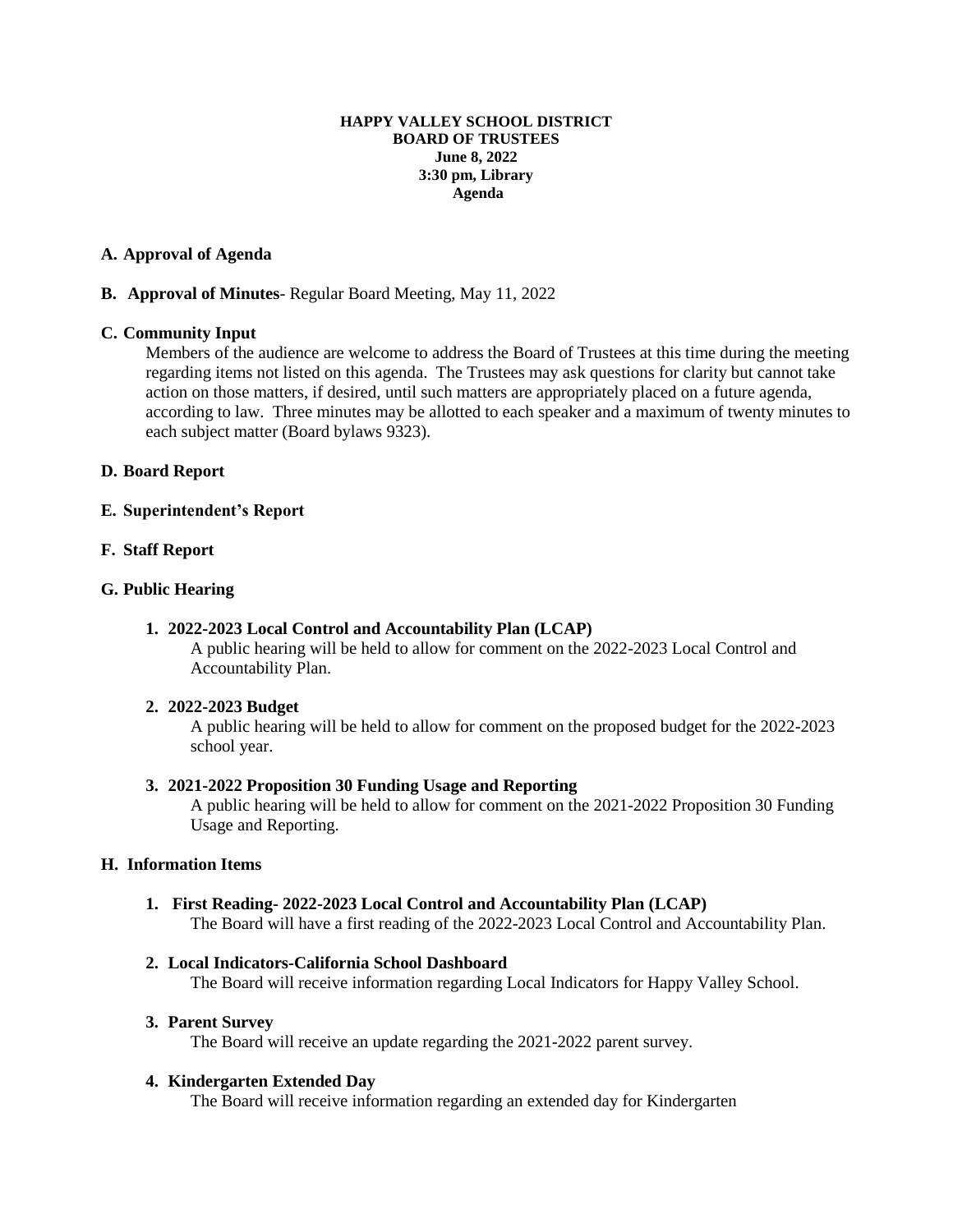**HAPPY VALLEY SCHOOL DISTRICT**
**BOARD OF TRUSTEES**
**June 8, 2022**
**3:30 pm, Library**
**Agenda**

**A. Approval of Agenda**

**B. Approval of Minutes**- Regular Board Meeting, May 11, 2022

**C. Community Input**

Members of the audience are welcome to address the Board of Trustees at this time during the meeting regarding items not listed on this agenda. The Trustees may ask questions for clarity but cannot take action on those matters, if desired, until such matters are appropriately placed on a future agenda, according to law. Three minutes may be allotted to each speaker and a maximum of twenty minutes to each subject matter (Board bylaws 9323).

**D. Board Report**

**E. Superintendent's Report**

**F. Staff Report**

**G. Public Hearing**

1. **2022-2023 Local Control and Accountability Plan (LCAP)**
   A public hearing will be held to allow for comment on the 2022-2023 Local Control and Accountability Plan.

2. **2022-2023 Budget**
   A public hearing will be held to allow for comment on the proposed budget for the 2022-2023 school year.

3. **2021-2022 Proposition 30 Funding Usage and Reporting**
   A public hearing will be held to allow for comment on the 2021-2022 Proposition 30 Funding Usage and Reporting.

**H. Information Items**

1. **First Reading- 2022-2023 Local Control and Accountability Plan (LCAP)**
   The Board will have a first reading of the 2022-2023 Local Control and Accountability Plan.

2. **Local Indicators-California School Dashboard**
   The Board will receive information regarding Local Indicators for Happy Valley School.

3. **Parent Survey**
   The Board will receive an update regarding the 2021-2022 parent survey.

4. **Kindergarten Extended Day**
   The Board will receive information regarding an extended day for Kindergarten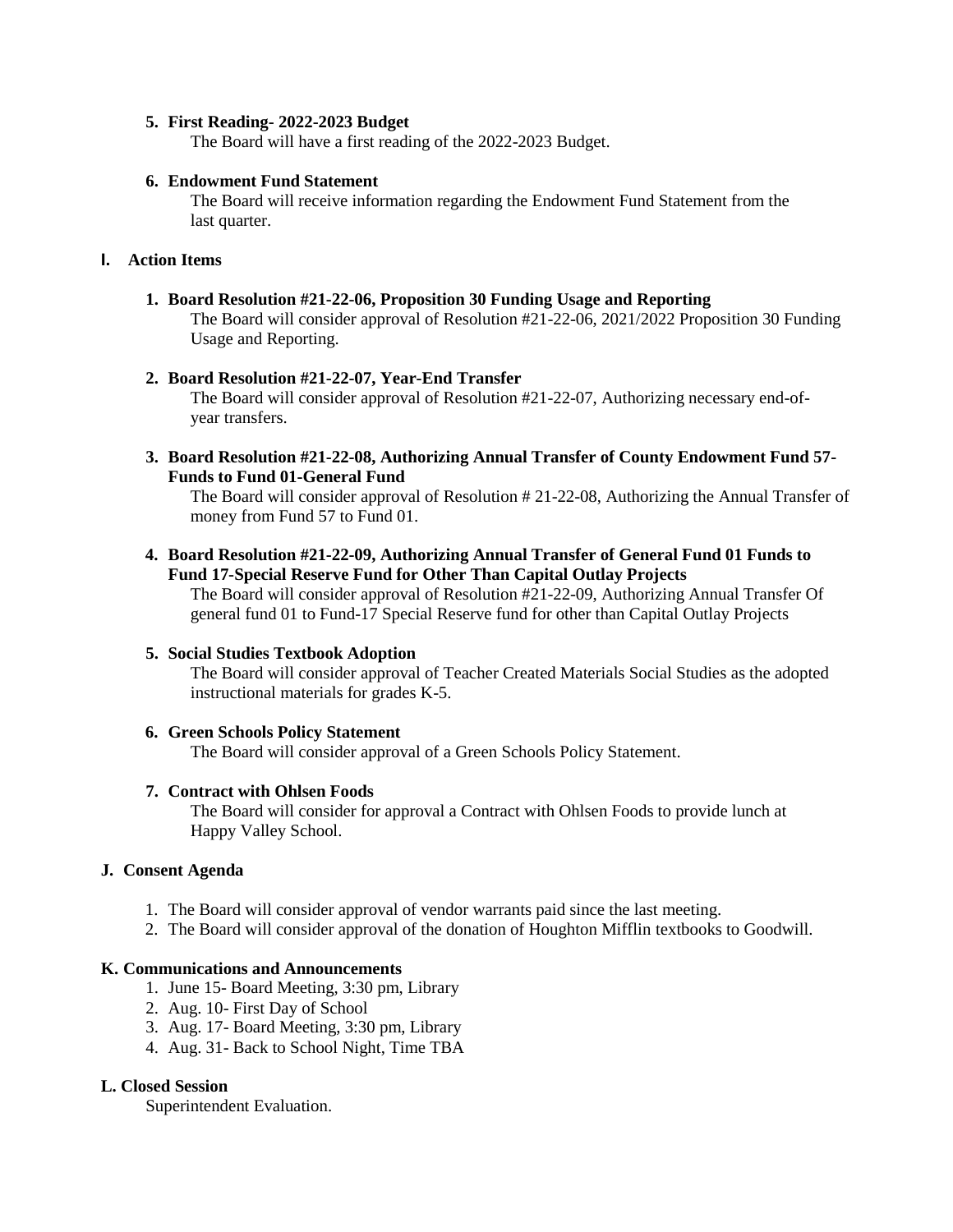5. **First Reading- 2022-2023 Budget**
   The Board will have a first reading of the 2022-2023 Budget.

6. **Endowment Fund Statement**
   The Board will receive information regarding the Endowment Fund Statement from the last quarter.

## I. Action Items

1. **Board Resolution #21-22-06, Proposition 30 Funding Usage and Reporting**
   The Board will consider approval of Resolution #21-22-06, 2021/2022 Proposition 30 Funding Usage and Reporting.

2. **Board Resolution #21-22-07, Year-End Transfer**
   The Board will consider approval of Resolution #21-22-07, Authorizing necessary end-of-year transfers.

3. **Board Resolution #21-22-08, Authorizing Annual Transfer of County Endowment Fund 57-Funds to Fund 01-General Fund**
   The Board will consider approval of Resolution # 21-22-08, Authorizing the Annual Transfer of money from Fund 57 to Fund 01.

4. **Board Resolution #21-22-09, Authorizing Annual Transfer of General Fund 01 Funds to Fund 17-Special Reserve Fund for Other Than Capital Outlay Projects**
   The Board will consider approval of Resolution #21-22-09, Authorizing Annual Transfer Of general fund 01 to Fund-17 Special Reserve fund for other than Capital Outlay Projects

5. **Social Studies Textbook Adoption**
   The Board will consider approval of Teacher Created Materials Social Studies as the adopted instructional materials for grades K-5.

6. **Green Schools Policy Statement**
   The Board will consider approval of a Green Schools Policy Statement.

7. **Contract with Ohlsen Foods**
   The Board will consider for approval a Contract with Ohlsen Foods to provide lunch at Happy Valley School.

## J. Consent Agenda

1. The Board will consider approval of vendor warrants paid since the last meeting.
2. The Board will consider approval of the donation of Houghton Mifflin textbooks to Goodwill.

## K. Communications and Announcements

1. June 15- Board Meeting, 3:30 pm, Library
2. Aug. 10- First Day of School
3. Aug. 17- Board Meeting, 3:30 pm, Library
4. Aug. 31- Back to School Night, Time TBA

## L. Closed Session

Superintendent Evaluation.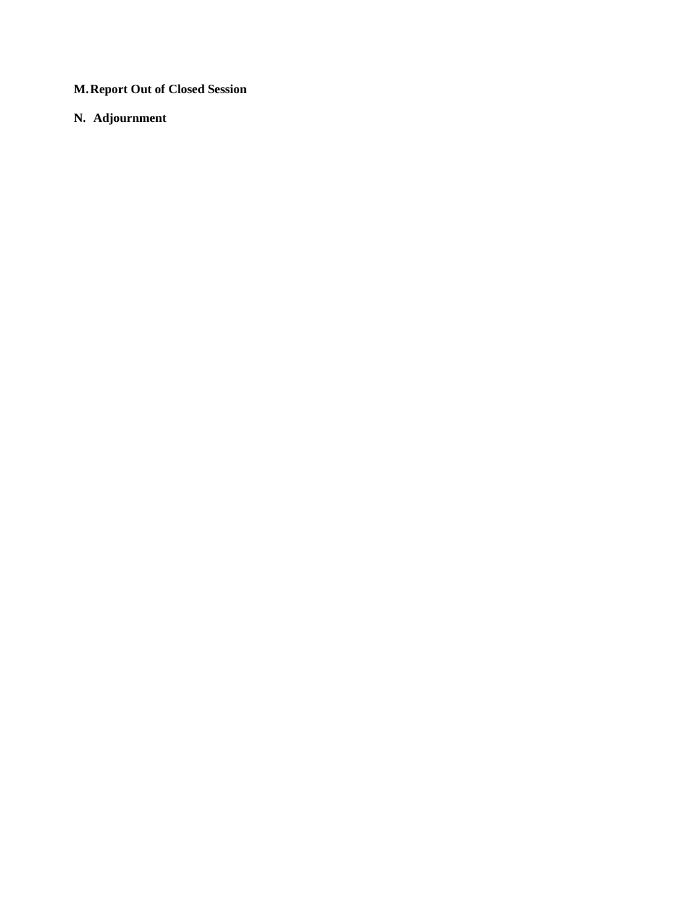**M. Report Out of Closed Session**

**N. Adjournment**